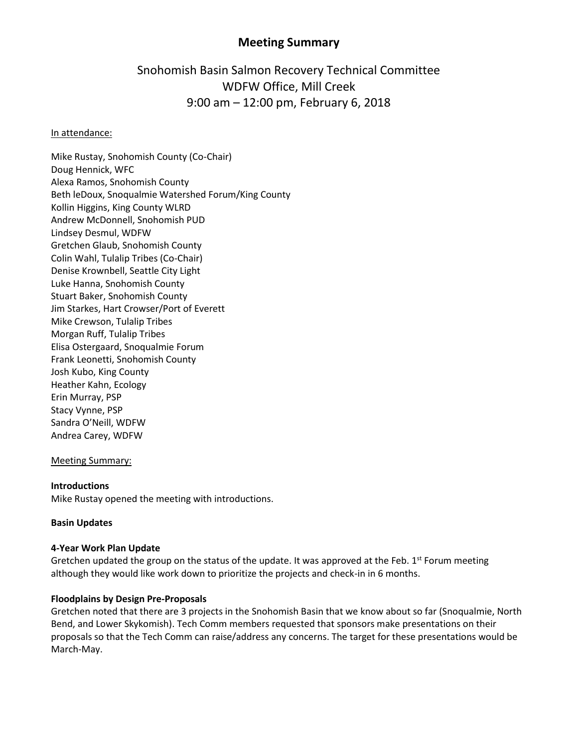# Meeting Summary

## Snohomish Basin Salmon Recovery Technical Committee
## WDFW Office, Mill Creek
## 9:00 am – 12:00 pm, February 6, 2018

In attendance:

Mike Rustay, Snohomish County (Co-Chair)
Doug Hennick, WFC
Alexa Ramos, Snohomish County
Beth leDoux, Snoqualmie Watershed Forum/King County
Kollin Higgins, King County WLRD
Andrew McDonnell, Snohomish PUD
Lindsey Desmul, WDFW
Gretchen Glaub, Snohomish County
Colin Wahl, Tulalip Tribes (Co-Chair)
Denise Krownbell, Seattle City Light
Luke Hanna, Snohomish County
Stuart Baker, Snohomish County
Jim Starkes, Hart Crowser/Port of Everett
Mike Crewson, Tulalip Tribes
Morgan Ruff, Tulalip Tribes
Elisa Ostergaard, Snoqualmie Forum
Frank Leonetti, Snohomish County
Josh Kubo, King County
Heather Kahn, Ecology
Erin Murray, PSP
Stacy Vynne, PSP
Sandra O'Neill, WDFW
Andrea Carey, WDFW

Meeting Summary:

**Introductions**
Mike Rustay opened the meeting with introductions.

**Basin Updates**

**4-Year Work Plan Update**
Gretchen updated the group on the status of the update. It was approved at the Feb. 1st Forum meeting although they would like work down to prioritize the projects and check-in in 6 months.

**Floodplains by Design Pre-Proposals**
Gretchen noted that there are 3 projects in the Snohomish Basin that we know about so far (Snoqualmie, North Bend, and Lower Skykomish). Tech Comm members requested that sponsors make presentations on their proposals so that the Tech Comm can raise/address any concerns. The target for these presentations would be March-May.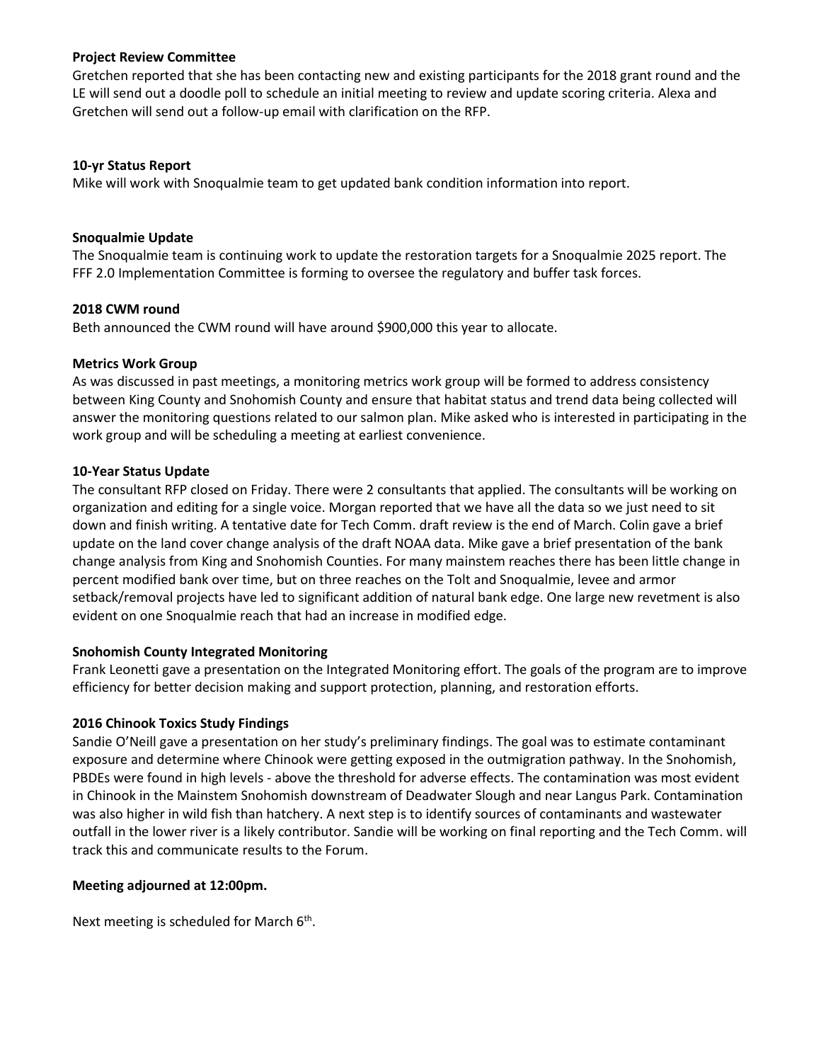**Project Review Committee**
Gretchen reported that she has been contacting new and existing participants for the 2018 grant round and the LE will send out a doodle poll to schedule an initial meeting to review and update scoring criteria. Alexa and Gretchen will send out a follow-up email with clarification on the RFP.

**10-yr Status Report**
Mike will work with Snoqualmie team to get updated bank condition information into report.

**Snoqualmie Update**
The Snoqualmie team is continuing work to update the restoration targets for a Snoqualmie 2025 report. The FFF 2.0 Implementation Committee is forming to oversee the regulatory and buffer task forces.

**2018 CWM round**
Beth announced the CWM round will have around $900,000 this year to allocate.

**Metrics Work Group**
As was discussed in past meetings, a monitoring metrics work group will be formed to address consistency between King County and Snohomish County and ensure that habitat status and trend data being collected will answer the monitoring questions related to our salmon plan. Mike asked who is interested in participating in the work group and will be scheduling a meeting at earliest convenience.

**10-Year Status Update**
The consultant RFP closed on Friday. There were 2 consultants that applied. The consultants will be working on organization and editing for a single voice. Morgan reported that we have all the data so we just need to sit down and finish writing. A tentative date for Tech Comm. draft review is the end of March. Colin gave a brief update on the land cover change analysis of the draft NOAA data. Mike gave a brief presentation of the bank change analysis from King and Snohomish Counties. For many mainstem reaches there has been little change in percent modified bank over time, but on three reaches on the Tolt and Snoqualmie, levee and armor setback/removal projects have led to significant addition of natural bank edge. One large new revetment is also evident on one Snoqualmie reach that had an increase in modified edge.

**Snohomish County Integrated Monitoring**
Frank Leonetti gave a presentation on the Integrated Monitoring effort. The goals of the program are to improve efficiency for better decision making and support protection, planning, and restoration efforts.

**2016 Chinook Toxics Study Findings**
Sandie O'Neill gave a presentation on her study's preliminary findings. The goal was to estimate contaminant exposure and determine where Chinook were getting exposed in the outmigration pathway. In the Snohomish, PBDEs were found in high levels - above the threshold for adverse effects. The contamination was most evident in Chinook in the Mainstem Snohomish downstream of Deadwater Slough and near Langus Park. Contamination was also higher in wild fish than hatchery. A next step is to identify sources of contaminants and wastewater outfall in the lower river is a likely contributor. Sandie will be working on final reporting and the Tech Comm. will track this and communicate results to the Forum.

**Meeting adjourned at 12:00pm.**

Next meeting is scheduled for March 6th.